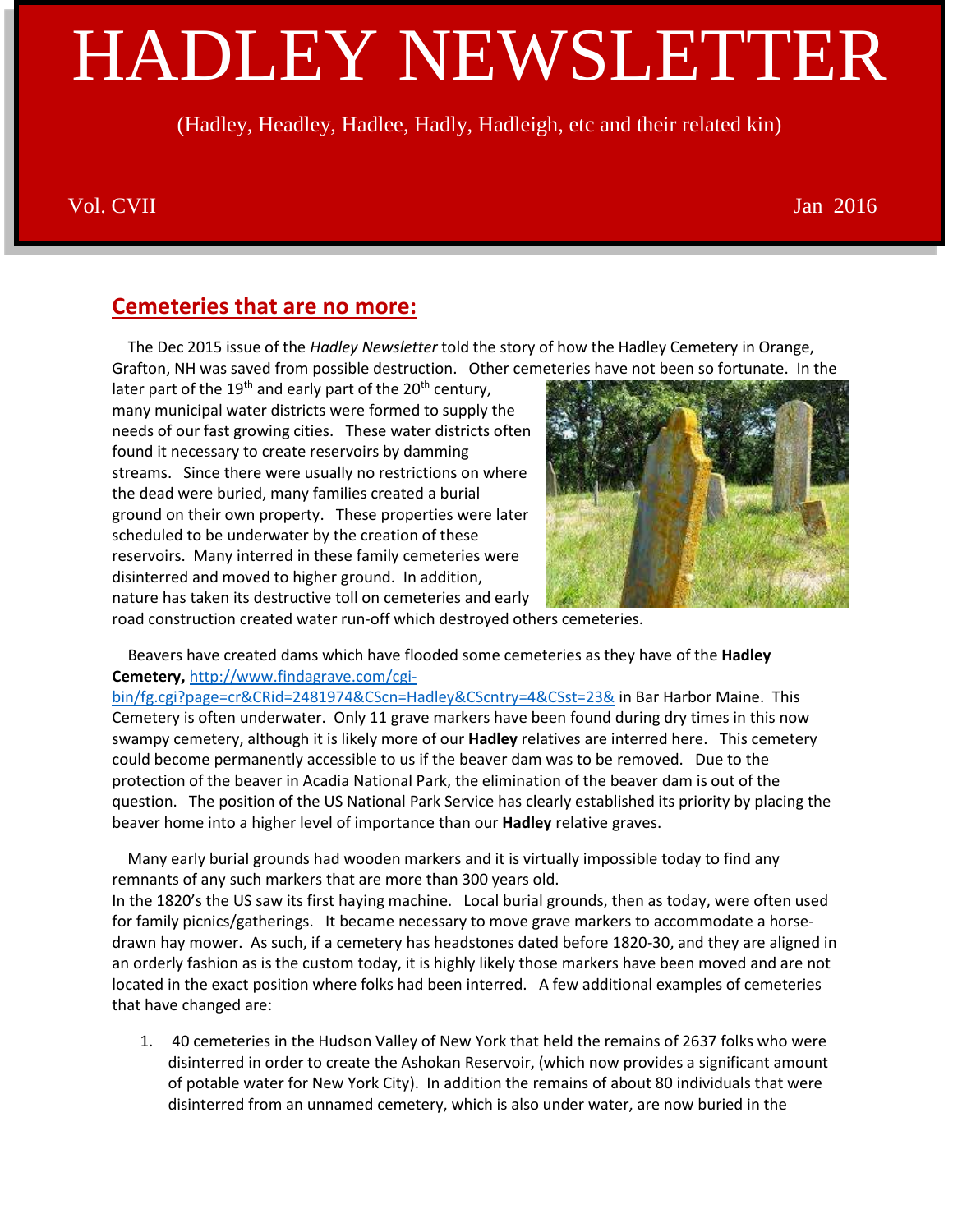# HADLEY NEWSLETTER

(Hadley, Headley, Hadlee, Hadly, Hadleigh, etc and their related kin)

Vol. CVII Jan 2016

## Cemeteries that are no more:

The Dec 2015 issue of the *Hadley Newsletter* told the story of how the Hadley Cemetery in Orange, Grafton, NH was saved from possible destruction. Other cemeteries have not been so fortunate. In the later part of the 19th and early part of the 20th century, many municipal water districts were formed to supply the needs of our fast growing cities. These water districts often found it necessary to create reservoirs by damming streams. Since there were usually no restrictions on where the dead were buried, many families created a burial ground on their own property. These properties were later scheduled to be underwater by the creation of these reservoirs. Many interred in these family cemeteries were disinterred and moved to higher ground. In addition, nature has taken its destructive toll on cemeteries and early road construction created water run-off which destroyed others cemeteries.

Beavers have created dams which have flooded some cemeteries as they have of the **Hadley Cemetery,** http://www.findagrave.com/cgi-bin/fg.cgi?page=cr&CRid=2481974&CScn=Hadley&CScntry=4&CSst=23& in Bar Harbor Maine. This Cemetery is often underwater. Only 11 grave markers have been found during dry times in this now swampy cemetery, although it is likely more of our **Hadley** relatives are interred here. This cemetery could become permanently accessible to us if the beaver dam was to be removed. Due to the protection of the beaver in Acadia National Park, the elimination of the beaver dam is out of the question. The position of the US National Park Service has clearly established its priority by placing the beaver home into a higher level of importance than our **Hadley** relative graves.

Many early burial grounds had wooden markers and it is virtually impossible today to find any remnants of any such markers that are more than 300 years old.
In the 1820's the US saw its first haying machine. Local burial grounds, then as today, were often used for family picnics/gatherings. It became necessary to move grave markers to accommodate a horse-drawn hay mower. As such, if a cemetery has headstones dated before 1820-30, and they are aligned in an orderly fashion as is the custom today, it is highly likely those markers have been moved and are not located in the exact position where folks had been interred. A few additional examples of cemeteries that have changed are:

1. 40 cemeteries in the Hudson Valley of New York that held the remains of 2637 folks who were disinterred in order to create the Ashokan Reservoir, (which now provides a significant amount of potable water for New York City). In addition the remains of about 80 individuals that were disinterred from an unnamed cemetery, which is also under water, are now buried in the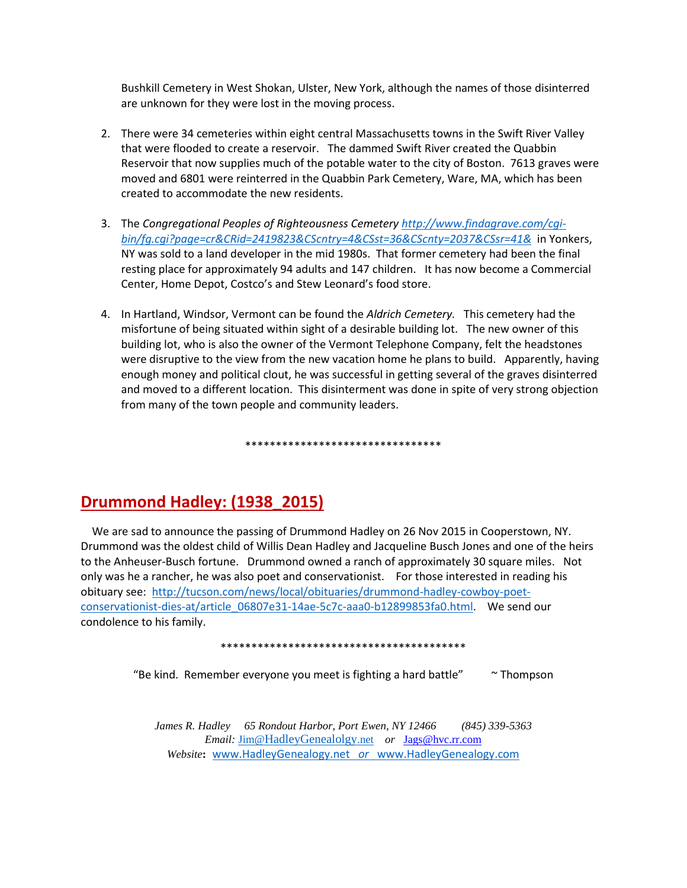Bushkill Cemetery in West Shokan, Ulster, New York, although the names of those disinterred are unknown for they were lost in the moving process.

2. There were 34 cemeteries within eight central Massachusetts towns in the Swift River Valley that were flooded to create a reservoir. The dammed Swift River created the Quabbin Reservoir that now supplies much of the potable water to the city of Boston. 7613 graves were moved and 6801 were reinterred in the Quabbin Park Cemetery, Ware, MA, which has been created to accommodate the new residents.

3. The *Congregational Peoples of Righteousness Cemetery* *http://www.findagrave.com/cgi-bin/fg.cgi?page=cr&CRid=2419823&CScntry=4&CSst=36&CScnty=2037&CSsr=41&* in Yonkers, NY was sold to a land developer in the mid 1980s. That former cemetery had been the final resting place for approximately 94 adults and 147 children. It has now become a Commercial Center, Home Depot, Costco's and Stew Leonard's food store.

4. In Hartland, Windsor, Vermont can be found the *Aldrich Cemetery.* This cemetery had the misfortune of being situated within sight of a desirable building lot. The new owner of this building lot, who is also the owner of the Vermont Telephone Company, felt the headstones were disruptive to the view from the new vacation home he plans to build. Apparently, having enough money and political clout, he was successful in getting several of the graves disinterred and moved to a different location. This disinterment was done in spite of very strong objection from many of the town people and community leaders.

********************************

## Drummond Hadley: (1938_2015)

We are sad to announce the passing of Drummond Hadley on 26 Nov 2015 in Cooperstown, NY. Drummond was the oldest child of Willis Dean Hadley and Jacqueline Busch Jones and one of the heirs to the Anheuser-Busch fortune. Drummond owned a ranch of approximately 30 square miles. Not only was he a rancher, he was also poet and conservationist. For those interested in reading his obituary see: http://tucson.com/news/local/obituaries/drummond-hadley-cowboy-poet-conservationist-dies-at/article_06807e31-14ae-5c7c-aaa0-b12899853fa0.html. We send our condolence to his family.

*****************************************

"Be kind. Remember everyone you meet is fighting a hard battle" ~ Thompson

*James R. Hadley 65 Rondout Harbor, Port Ewen, NY 12466 (845) 339-5363*
*Email:* Jim@HadleyGenealolgy.net *or* Jags@hvc.rr.com
*Website***:** www.HadleyGenealogy.net *or* www.HadleyGenealogy.com